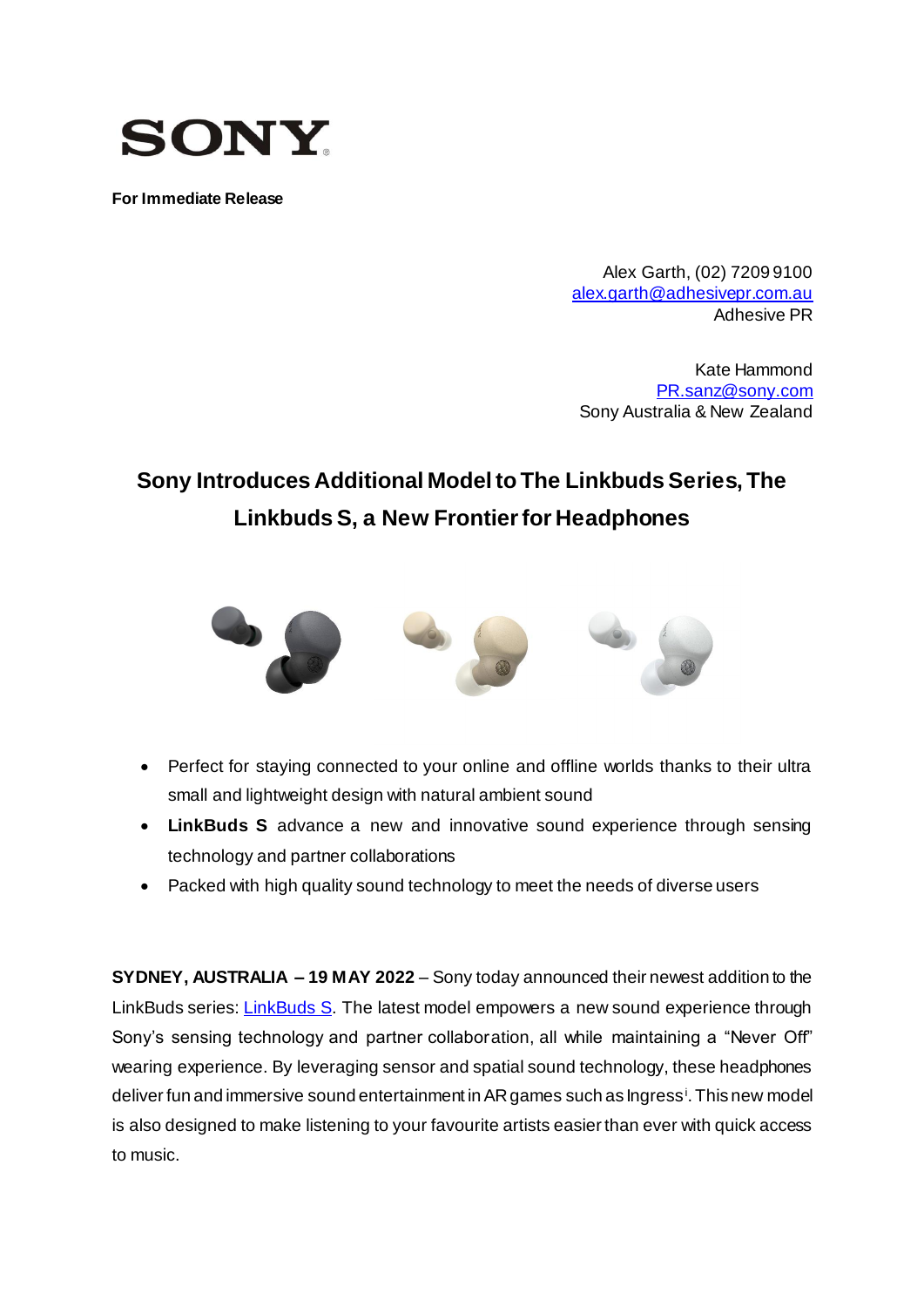SONY

**For Immediate Release**

Alex Garth, (02) 7209 9100
alex.garth@adhesivepr.com.au
Adhesive PR

Kate Hammond
PR.sanz@sony.com
Sony Australia & New Zealand

# Sony Introduces Additional Model to The Linkbuds Series, The Linkbuds S, a New Frontier for Headphones

- Perfect for staying connected to your online and offline worlds thanks to their ultra small and lightweight design with natural ambient sound
- **LinkBuds S** advance a new and innovative sound experience through sensing technology and partner collaborations
- Packed with high quality sound technology to meet the needs of diverse users

**SYDNEY, AUSTRALIA – 19 MAY 2022** – Sony today announced their newest addition to the LinkBuds series: LinkBuds S. The latest model empowers a new sound experience through Sony's sensing technology and partner collaboration, all while maintaining a "Never Off" wearing experience. By leveraging sensor and spatial sound technology, these headphones deliver fun and immersive sound entertainment in AR games such as Ingress[i]. This new model is also designed to make listening to your favourite artists easier than ever with quick access to music.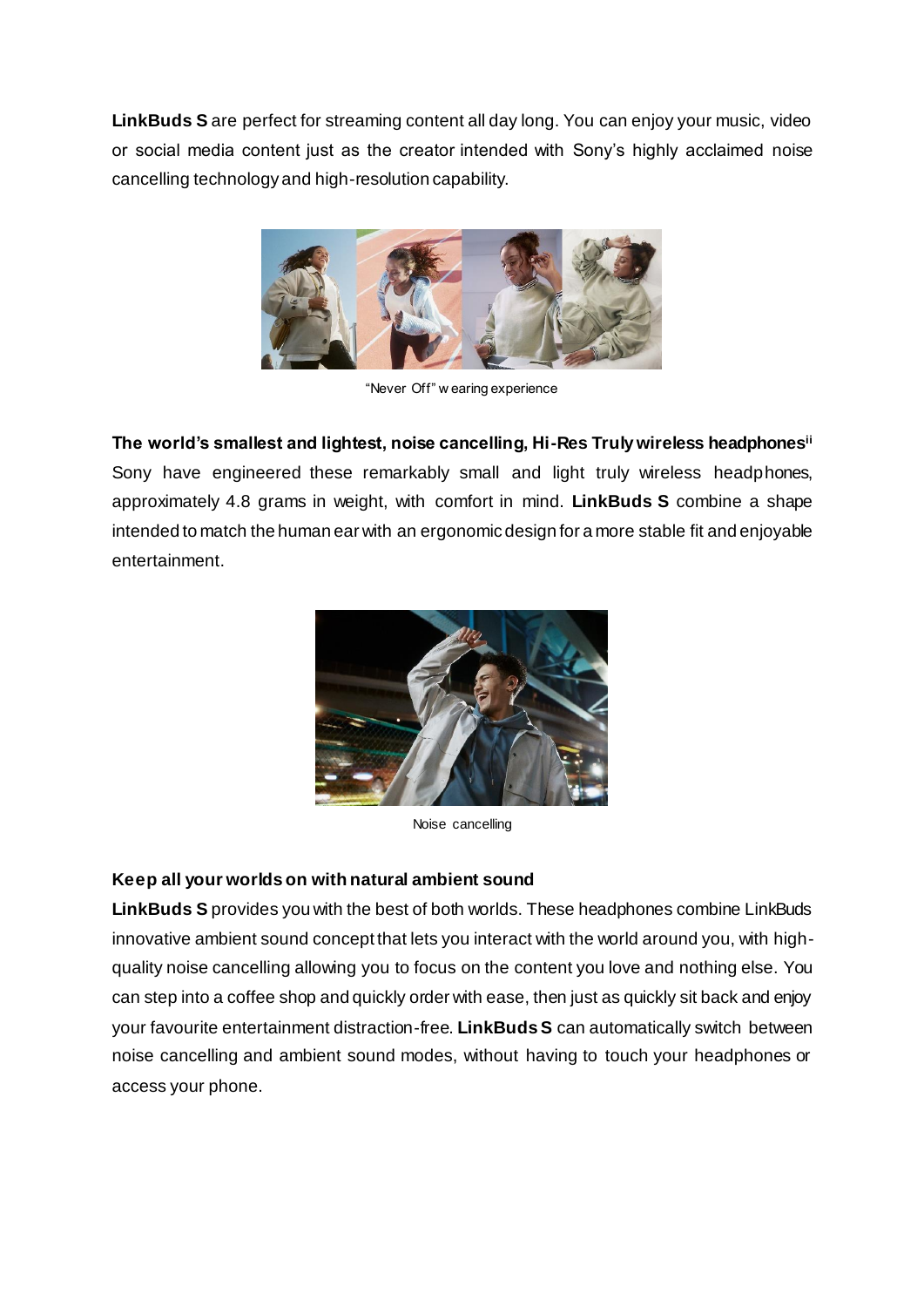**LinkBuds S** are perfect for streaming content all day long. You can enjoy your music, video or social media content just as the creator intended with Sony's highly acclaimed noise cancelling technology and high-resolution capability.

"Never Off" wearing experience

**The world's smallest and lightest, noise cancelling, Hi-Res Truly wireless headphones**[ii]

Sony have engineered these remarkably small and light truly wireless headphones, approximately 4.8 grams in weight, with comfort in mind. **LinkBuds S** combine a shape intended to match the human ear with an ergonomic design for a more stable fit and enjoyable entertainment.

Noise cancelling

**Keep all your worlds on with natural ambient sound**

**LinkBuds S** provides you with the best of both worlds. These headphones combine LinkBuds innovative ambient sound concept that lets you interact with the world around you, with high-quality noise cancelling allowing you to focus on the content you love and nothing else. You can step into a coffee shop and quickly order with ease, then just as quickly sit back and enjoy your favourite entertainment distraction-free. **LinkBuds S** can automatically switch between noise cancelling and ambient sound modes, without having to touch your headphones or access your phone.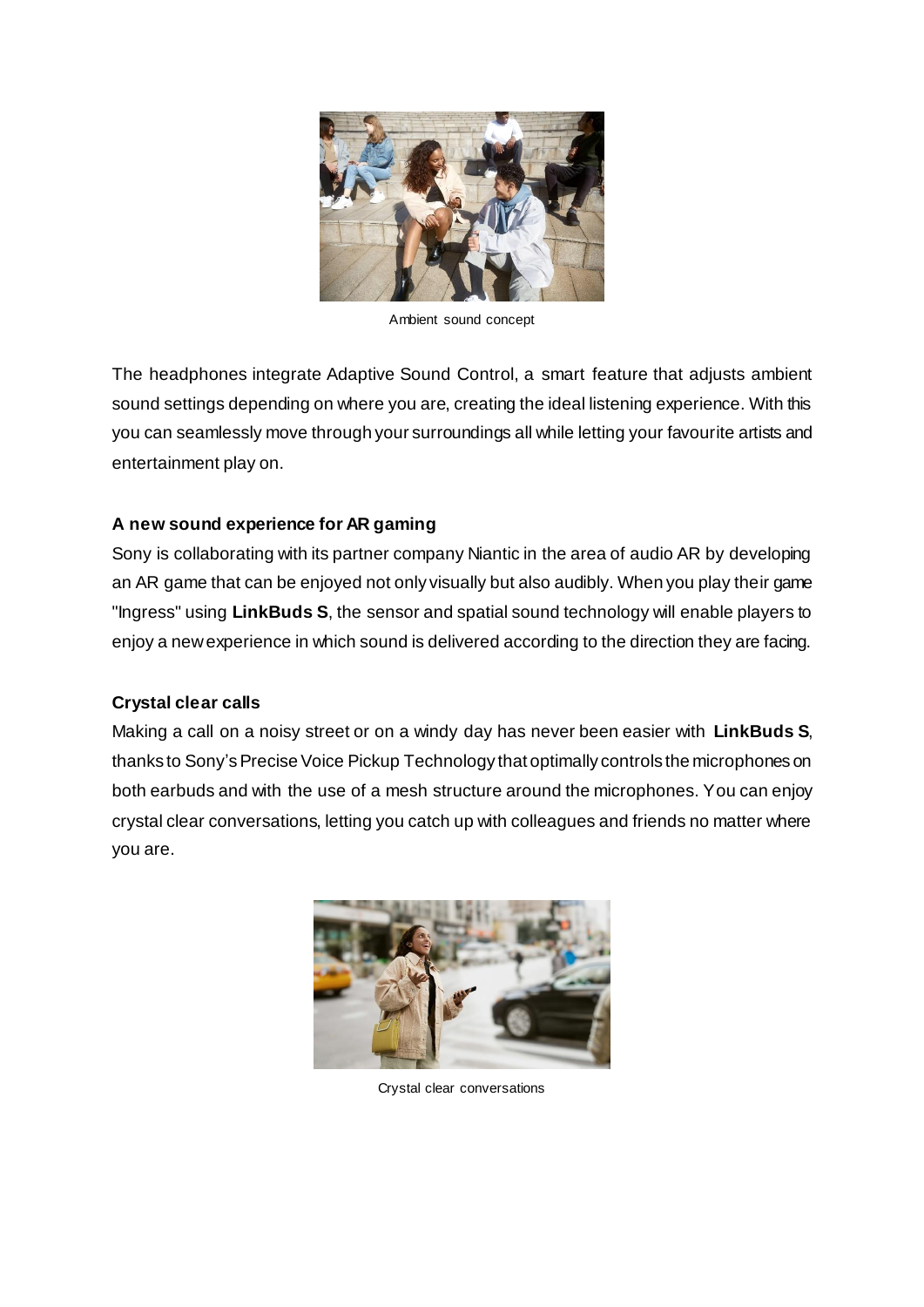Ambient sound concept

The headphones integrate Adaptive Sound Control, a smart feature that adjusts ambient sound settings depending on where you are, creating the ideal listening experience. With this you can seamlessly move through your surroundings all while letting your favourite artists and entertainment play on.

**A new sound experience for AR gaming**

Sony is collaborating with its partner company Niantic in the area of audio AR by developing an AR game that can be enjoyed not only visually but also audibly. When you play their game "Ingress" using **LinkBuds S**, the sensor and spatial sound technology will enable players to enjoy a new experience in which sound is delivered according to the direction they are facing.

**Crystal clear calls**

Making a call on a noisy street or on a windy day has never been easier with **LinkBuds S**, thanks to Sony's Precise Voice Pickup Technology that optimally controls the microphones on both earbuds and with the use of a mesh structure around the microphones. You can enjoy crystal clear conversations, letting you catch up with colleagues and friends no matter where you are.

Crystal clear conversations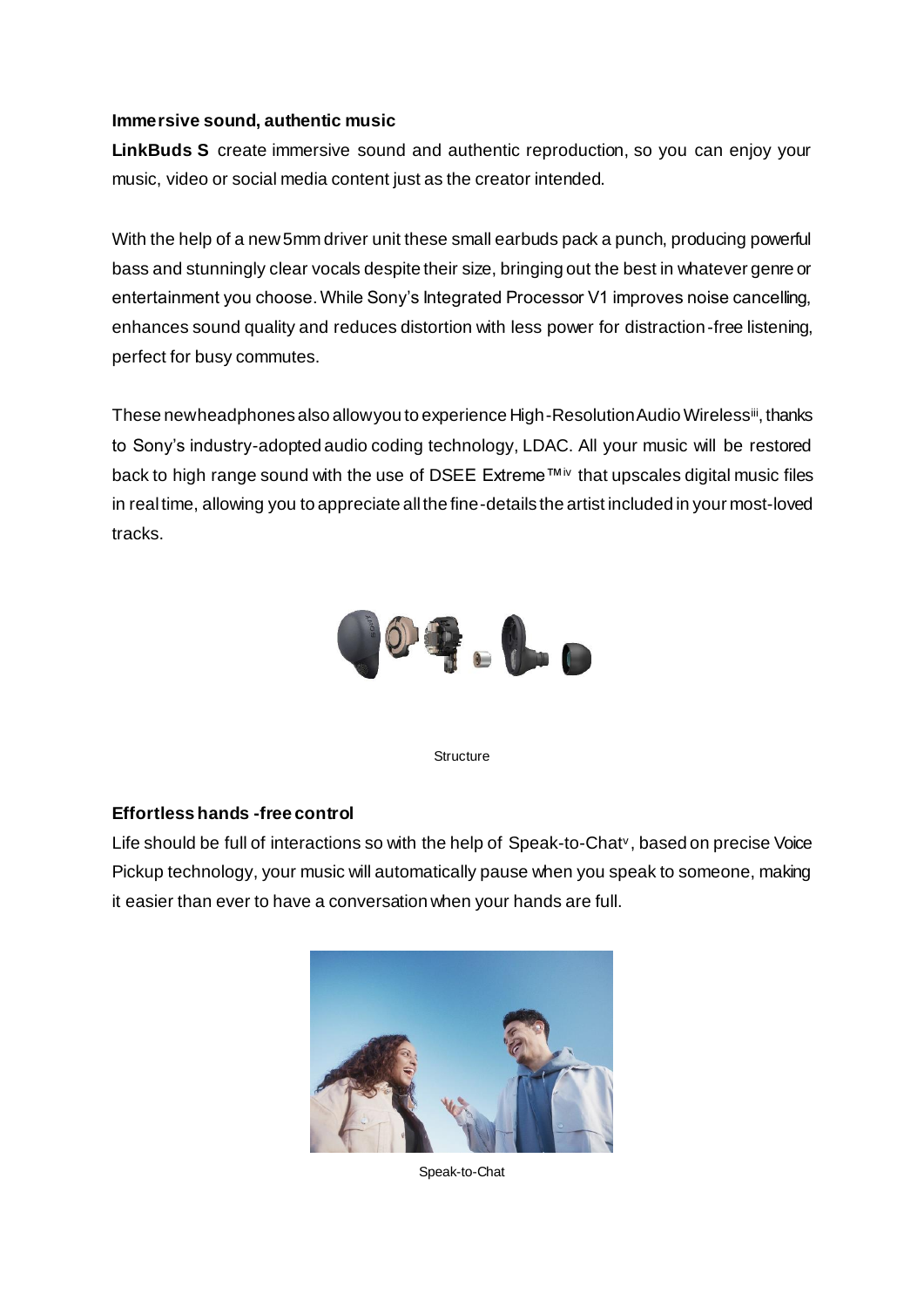**Immersive sound, authentic music**

**LinkBuds S** create immersive sound and authentic reproduction, so you can enjoy your music, video or social media content just as the creator intended.

With the help of a new 5mm driver unit these small earbuds pack a punch, producing powerful bass and stunningly clear vocals despite their size, bringing out the best in whatever genre or entertainment you choose. While Sony's Integrated Processor V1 improves noise cancelling, enhances sound quality and reduces distortion with less power for distraction-free listening, perfect for busy commutes.

These new headphones also allow you to experience High-Resolution Audio Wireless[iii], thanks to Sony's industry-adopted audio coding technology, LDAC. All your music will be restored back to high range sound with the use of DSEE Extreme™[iv] that upscales digital music files in real time, allowing you to appreciate all the fine-details the artist included in your most-loved tracks.

Structure

**Effortless hands-free control**

Life should be full of interactions so with the help of Speak-to-Chat[v], based on precise Voice Pickup technology, your music will automatically pause when you speak to someone, making it easier than ever to have a conversation when your hands are full.

Speak-to-Chat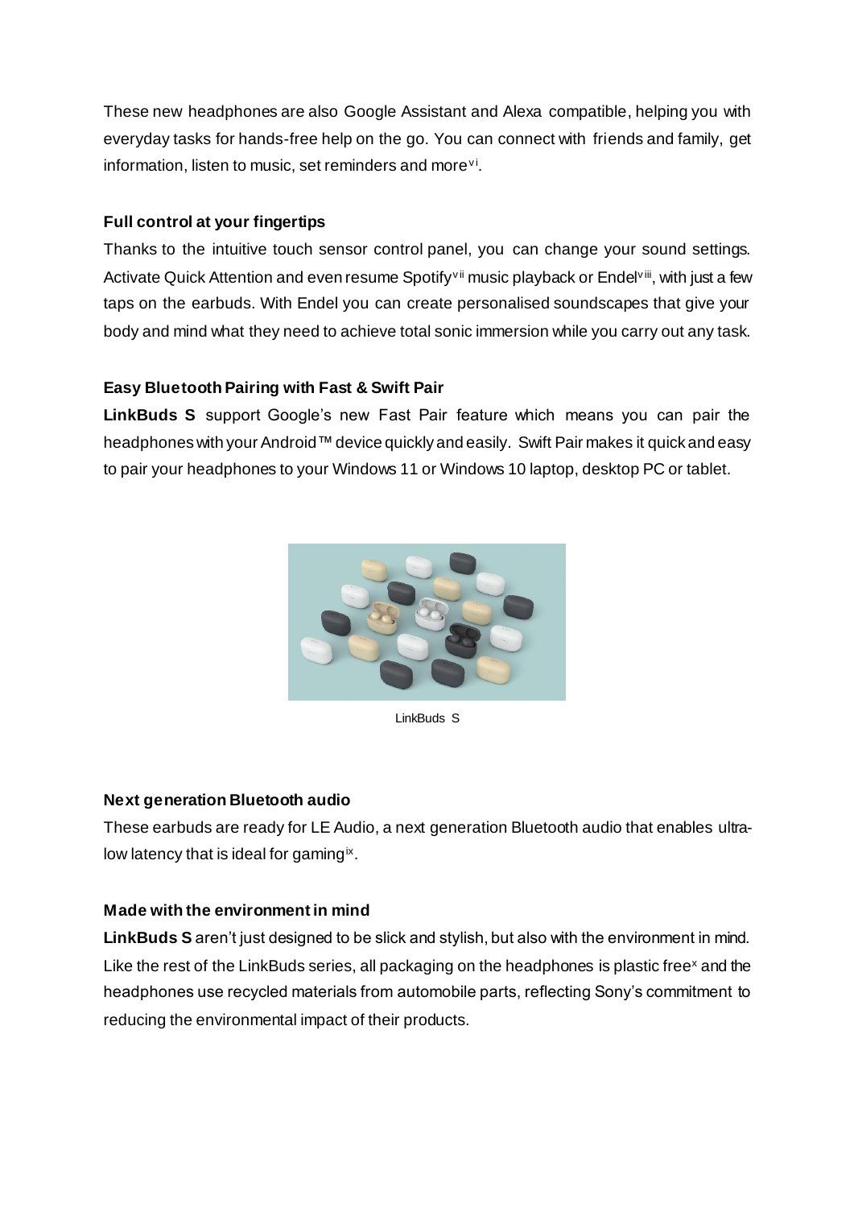These new headphones are also Google Assistant and Alexa compatible, helping you with everyday tasks for hands-free help on the go. You can connect with friends and family, get information, listen to music, set reminders and more[vi].

**Full control at your fingertips**

Thanks to the intuitive touch sensor control panel, you can change your sound settings. Activate Quick Attention and even resume Spotify[vii] music playback or Endel[viii], with just a few taps on the earbuds. With Endel you can create personalised soundscapes that give your body and mind what they need to achieve total sonic immersion while you carry out any task.

**Easy Bluetooth Pairing with Fast & Swift Pair**

**LinkBuds S** support Google's new Fast Pair feature which means you can pair the headphones with your Android™ device quickly and easily. Swift Pair makes it quick and easy to pair your headphones to your Windows 11 or Windows 10 laptop, desktop PC or tablet.

LinkBuds S

**Next generation Bluetooth audio**

These earbuds are ready for LE Audio, a next generation Bluetooth audio that enables ultra-low latency that is ideal for gaming[ix].

**Made with the environment in mind**

**LinkBuds S** aren't just designed to be slick and stylish, but also with the environment in mind. Like the rest of the LinkBuds series, all packaging on the headphones is plastic free[x] and the headphones use recycled materials from automobile parts, reflecting Sony's commitment to reducing the environmental impact of their products.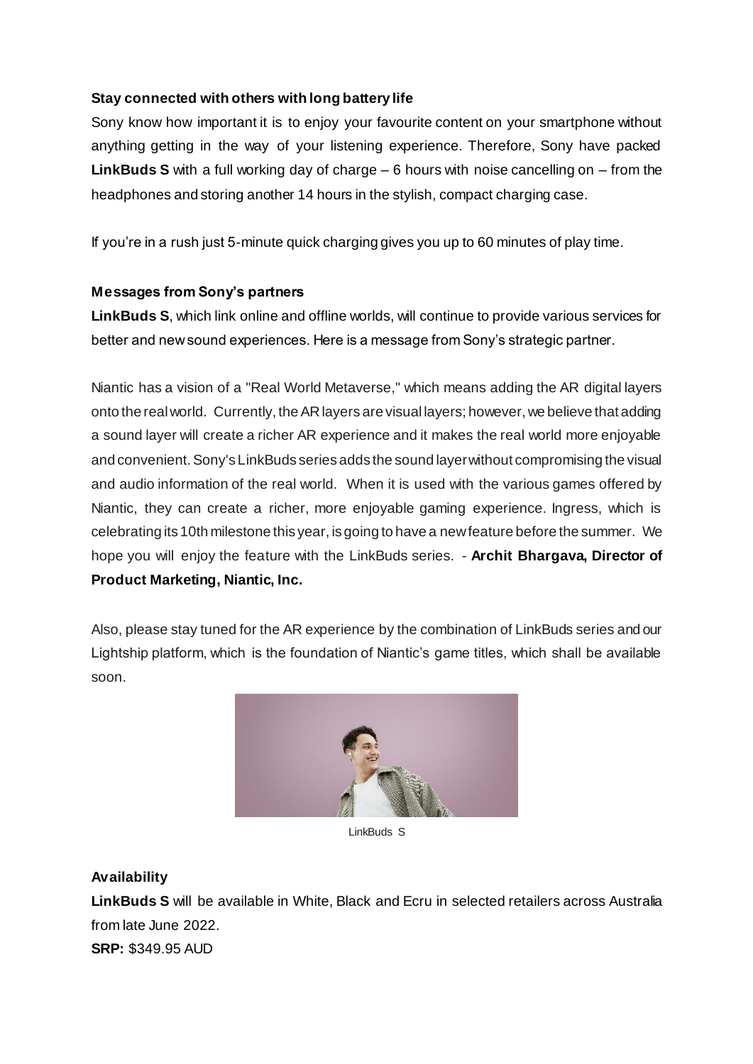### Stay connected with others with long battery life

Sony know how important it is to enjoy your favourite content on your smartphone without anything getting in the way of your listening experience. Therefore, Sony have packed **LinkBuds S** with a full working day of charge – 6 hours with noise cancelling on – from the headphones and storing another 14 hours in the stylish, compact charging case.

If you're in a rush just 5-minute quick charging gives you up to 60 minutes of play time.

### Messages from Sony's partners

**LinkBuds S**, which link online and offline worlds, will continue to provide various services for better and new sound experiences. Here is a message from Sony's strategic partner.

Niantic has a vision of a "Real World Metaverse," which means adding the AR digital layers onto the real world. Currently, the AR layers are visual layers; however, we believe that adding a sound layer will create a richer AR experience and it makes the real world more enjoyable and convenient. Sony's LinkBuds series adds the sound layer without compromising the visual and audio information of the real world. When it is used with the various games offered by Niantic, they can create a richer, more enjoyable gaming experience. Ingress, which is celebrating its 10th milestone this year, is going to have a new feature before the summer. We hope you will enjoy the feature with the LinkBuds series. - **Archit Bhargava, Director of Product Marketing, Niantic, Inc.**

Also, please stay tuned for the AR experience by the combination of LinkBuds series and our Lightship platform, which is the foundation of Niantic's game titles, which shall be available soon.

LinkBuds S

### Availability

**LinkBuds S** will be available in White, Black and Ecru in selected retailers across Australia from late June 2022.

**SRP:** $349.95 AUD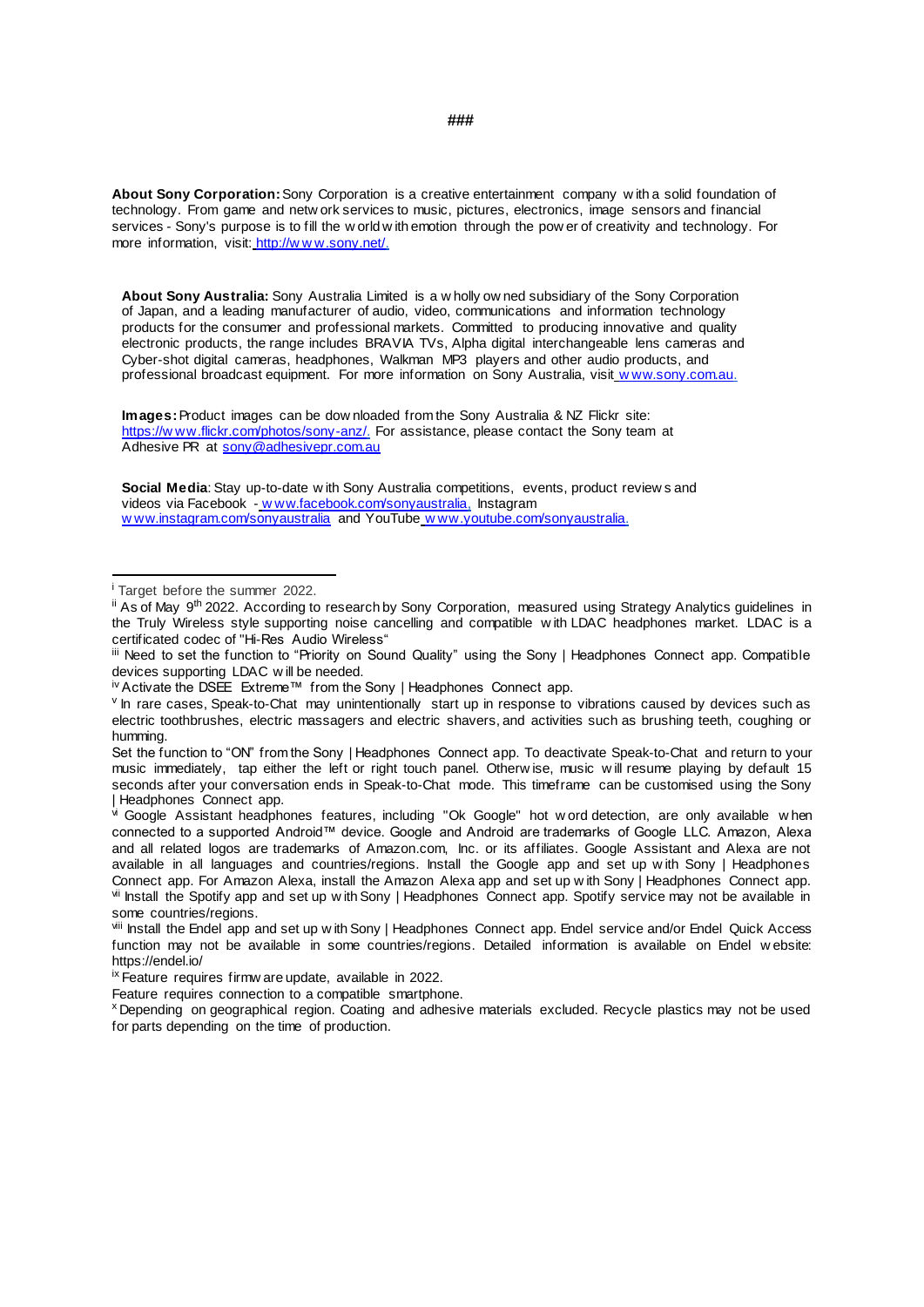###

**About Sony Corporation:** Sony Corporation is a creative entertainment company with a solid foundation of technology. From game and network services to music, pictures, electronics, image sensors and financial services - Sony's purpose is to fill the world with emotion through the power of creativity and technology. For more information, visit: [http://www.sony.net/.](http://www.sony.net/)

**About Sony Australia:** Sony Australia Limited is a wholly owned subsidiary of the Sony Corporation of Japan, and a leading manufacturer of audio, video, communications and information technology products for the consumer and professional markets. Committed to producing innovative and quality electronic products, the range includes BRAVIA TVs, Alpha digital interchangeable lens cameras and Cyber-shot digital cameras, headphones, Walkman MP3 players and other audio products, and professional broadcast equipment. For more information on Sony Australia, visit [www.sony.com.au.](http://www.sony.com.au)

**Images:** Product images can be downloaded from the Sony Australia & NZ Flickr site: [https://www.flickr.com/photos/sony-anz/.](https://www.flickr.com/photos/sony-anz/) For assistance, please contact the Sony team at Adhesive PR at [sony@adhesivepr.com.au](mailto:sony@adhesivepr.com.au)

**Social Media**: Stay up-to-date with Sony Australia competitions, events, product reviews and videos via Facebook - [www.facebook.com/sonyaustralia,](http://www.facebook.com/sonyaustralia) Instagram [www.instagram.com/sonyaustralia](http://www.instagram.com/sonyaustralia) and YouTube [www.youtube.com/sonyaustralia.](http://www.youtube.com/sonyaustralia)

---

[i] Target before the summer 2022.

[ii] As of May 9th 2022. According to research by Sony Corporation, measured using Strategy Analytics guidelines in the Truly Wireless style supporting noise cancelling and compatible with LDAC headphones market. LDAC is a certificated codec of "Hi-Res Audio Wireless"

[iii] Need to set the function to "Priority on Sound Quality" using the Sony | Headphones Connect app. Compatible devices supporting LDAC will be needed.

[iv] Activate the DSEE Extreme™ from the Sony | Headphones Connect app.

[v] In rare cases, Speak-to-Chat may unintentionally start up in response to vibrations caused by devices such as electric toothbrushes, electric massagers and electric shavers, and activities such as brushing teeth, coughing or humming.
Set the function to "ON" from the Sony | Headphones Connect app. To deactivate Speak-to-Chat and return to your music immediately, tap either the left or right touch panel. Otherwise, music will resume playing by default 15 seconds after your conversation ends in Speak-to-Chat mode. This timeframe can be customised using the Sony | Headphones Connect app.

[vi] Google Assistant headphones features, including "Ok Google" hot word detection, are only available when connected to a supported Android™ device. Google and Android are trademarks of Google LLC. Amazon, Alexa and all related logos are trademarks of Amazon.com, Inc. or its affiliates. Google Assistant and Alexa are not available in all languages and countries/regions. Install the Google app and set up with Sony | Headphones Connect app. For Amazon Alexa, install the Amazon Alexa app and set up with Sony | Headphones Connect app.

[vii] Install the Spotify app and set up with Sony | Headphones Connect app. Spotify service may not be available in some countries/regions.

[viii] Install the Endel app and set up with Sony | Headphones Connect app. Endel service and/or Endel Quick Access function may not be available in some countries/regions. Detailed information is available on Endel website: https://endel.io/

[ix] Feature requires firmware update, available in 2022.
Feature requires connection to a compatible smartphone.

[x] Depending on geographical region. Coating and adhesive materials excluded. Recycle plastics may not be used for parts depending on the time of production.